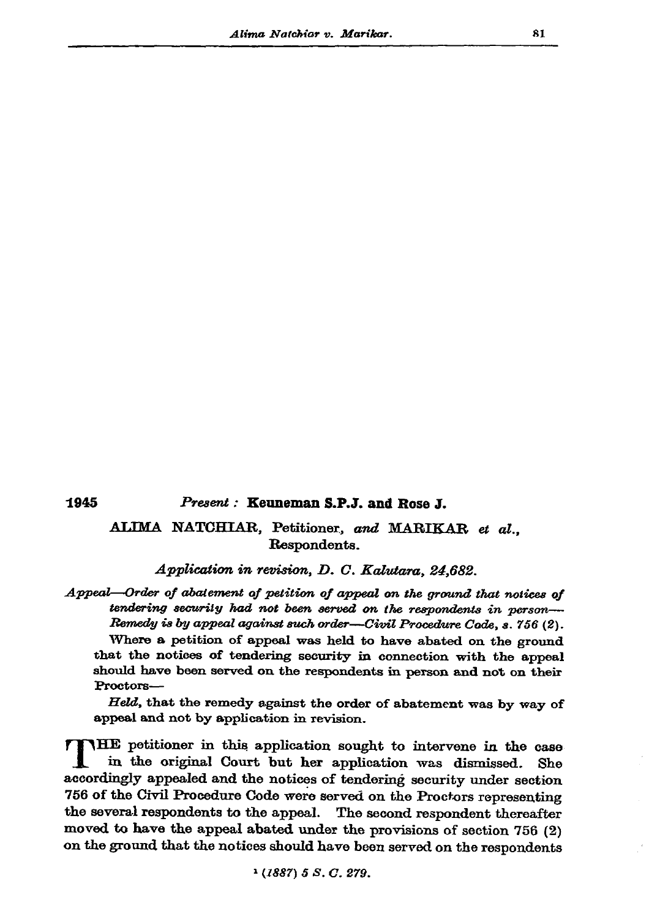1945

*Present :* **Keuneman S.P.J. and Rose J.**

ALIMA NATCHIAR, Petitioner, *and* MARIKAR *et al.*, Respondents.

*Application in revision, D. C. Kalutara, 24,682.*

*Appeal—Order of abatement of petition of appeal on the ground that notices of tendering security had not been served on the respondents in person—Remedy is by appeal against such order—Civil Procedure Code, s. 756 (2).*

Where a petition of appeal was held to have abated on the ground that the notices of tendering security in connection with the appeal should have been served on the respondents in person and not on their Proctors—

*Held*, that the remedy against the order of abatement was by way of appeal and not by application in revision.

THE petitioner in this application sought to intervene in the case in the original Court but her application was dismissed. She accordingly appealed and the notices of tendering security under section 756 of the Civil Procedure Code were served on the Proctors representing the several respondents to the appeal. The second respondent thereafter moved to have the appeal abated under the provisions of section 756 (2) on the ground that the notices should have been served on the respondents

[1] *(1887) 5 S. C. 279.*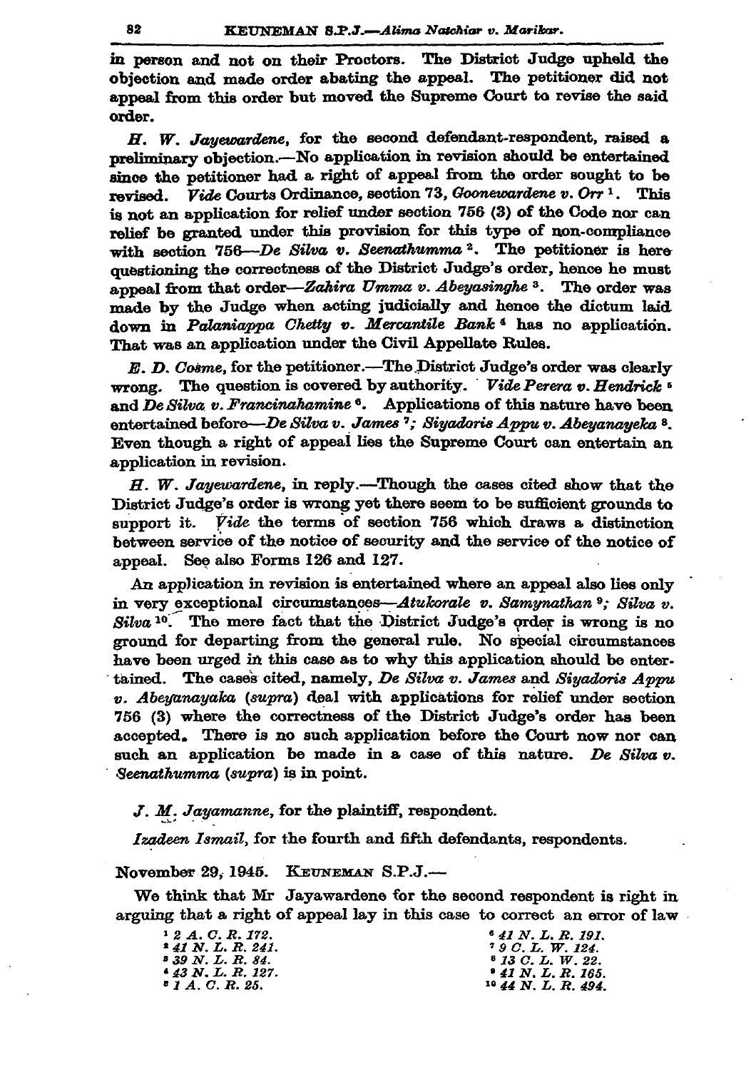in person and not on their Proctors. The District Judge upheld the objection and made order abating the appeal. The petitioner did not appeal from this order but moved the Supreme Court to revise the said order.

*H. W. Jayewardene*, for the second defendant-respondent, raised a preliminary objection.—No application in revision should be entertained since the petitioner had a right of appeal from the order sought to be revised. *Vide* Courts Ordinance, section 73, *Goonewardene v. Orr* [1]. This is not an application for relief under section 756 (3) of the Code nor can relief be granted under this provision for this type of non-compliance with section 756—*De Silva v. Seenathumma* [2]. The petitioner is here questioning the correctness of the District Judge's order, hence he must appeal from that order—*Zahira Umma v. Abeyasinghe* [3]. The order was made by the Judge when acting judicially and hence the dictum laid down in *Palaniappa Chetty v. Mercantile Bank* [4] has no application. That was an application under the Civil Appellate Rules.

*E. D. Cosme*, for the petitioner.—The District Judge's order was clearly wrong. The question is covered by authority. *Vide Perera v. Hendrick* [5] and *De Silva v. Francinahamine* [6]. Applications of this nature have been entertained before—*De Silva v. James* [7]; *Siyadoris Appu v. Abeyanayeka* [8]. Even though a right of appeal lies the Supreme Court can entertain an application in revision.

*H. W. Jayewardene*, in reply.—Though the cases cited show that the District Judge's order is wrong yet there seem to be sufficient grounds to support it. *Vide* the terms of section 756 which draws a distinction between service of the notice of security and the service of the notice of appeal. See also Forms 126 and 127.

An application in revision is entertained where an appeal also lies only in very exceptional circumstances—*Atukorale v. Samynathan* [9]; *Silva v. Silva* [10]. The mere fact that the District Judge's order is wrong is no ground for departing from the general rule. No special circumstances have been urged in this case as to why this application should be entertained. The cases cited, namely, *De Silva v. James* and *Siyadoris Appu v. Abeyanayaka* (*supra*) deal with applications for relief under section 756 (3) where the correctness of the District Judge's order has been accepted. There is no such application before the Court now nor can such an application be made in a case of this nature. *De Silva v. Seenathumma* (*supra*) is in point.

*J. M. Jayamanne*, for the plaintiff, respondent.

*Izadeen Ismail*, for the fourth and fifth defendants, respondents.

November 29, 1945. KEUNEMAN S.P.J.—

We think that Mr Jayawardene for the second respondent is right in arguing that a right of appeal lay in this case to correct an error of law

[1] 2 A. C. R. 172.
[2] 41 N. L. R. 241.
[3] 39 N. L. R. 84.
[4] 43 N. L. R. 127.
[5] 1 A. C. R. 25.
[6] 41 N. L. R. 191.
[7] 9 C. L. W. 124.
[8] 13 C. L. W. 22.
[9] 41 N. L. R. 165.
[10] 44 N. L. R. 494.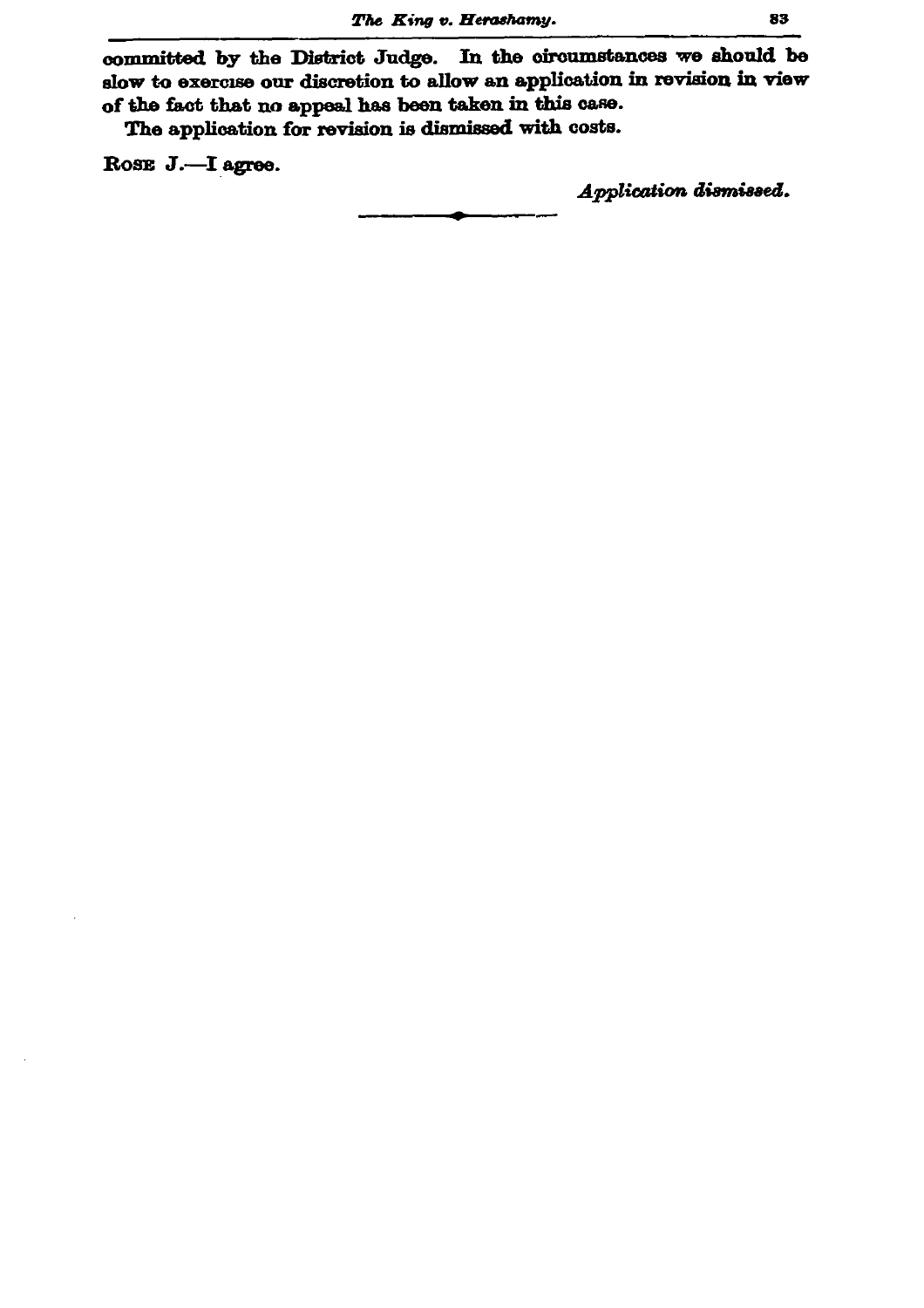committed by the District Judge. In the circumstances we should be slow to exercise our discretion to allow an application in revision in view of the fact that no appeal has been taken in this case.

The application for revision is dismissed with costs.

Rose J.—I agree.

*Application dismissed.*